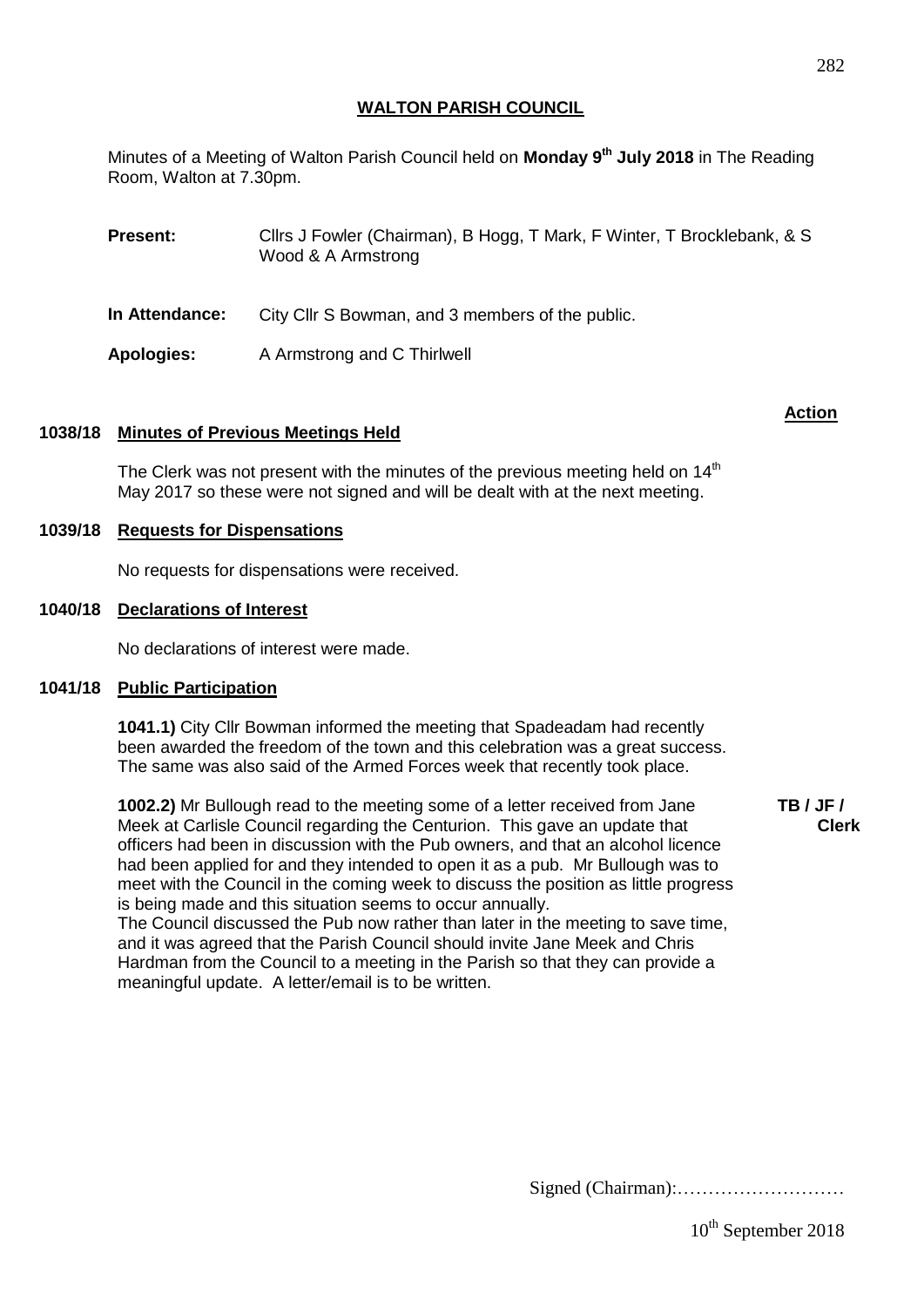## WALTON PARISH COUNCIL

Minutes of a Meeting of Walton Parish Council held on **Monday 9th July 2018** in The Reading Room, Walton at 7.30pm.

**Present:** Cllrs J Fowler (Chairman), B Hogg, T Mark, F Winter, T Brocklebank, & S Wood & A Armstrong

**In Attendance:** City Cllr S Bowman, and 3 members of the public.

**Apologies:** A Armstrong and C Thirlwell

**Action**

### 1038/18 Minutes of Previous Meetings Held

The Clerk was not present with the minutes of the previous meeting held on 14th May 2017 so these were not signed and will be dealt with at the next meeting.

### 1039/18 Requests for Dispensations

No requests for dispensations were received.

### 1040/18 Declarations of Interest

No declarations of interest were made.

### 1041/18 Public Participation

**1041.1)** City Cllr Bowman informed the meeting that Spadeadam had recently been awarded the freedom of the town and this celebration was a great success. The same was also said of the Armed Forces week that recently took place.

**1002.2)** Mr Bullough read to the meeting some of a letter received from Jane Meek at Carlisle Council regarding the Centurion. This gave an update that officers had been in discussion with the Pub owners, and that an alcohol licence had been applied for and they intended to open it as a pub. Mr Bullough was to meet with the Council in the coming week to discuss the position as little progress is being made and this situation seems to occur annually.
The Council discussed the Pub now rather than later in the meeting to save time, and it was agreed that the Parish Council should invite Jane Meek and Chris Hardman from the Council to a meeting in the Parish so that they can provide a meaningful update. A letter/email is to be written. **TB / JF / Clerk**

Signed (Chairman):………………………

10th September 2018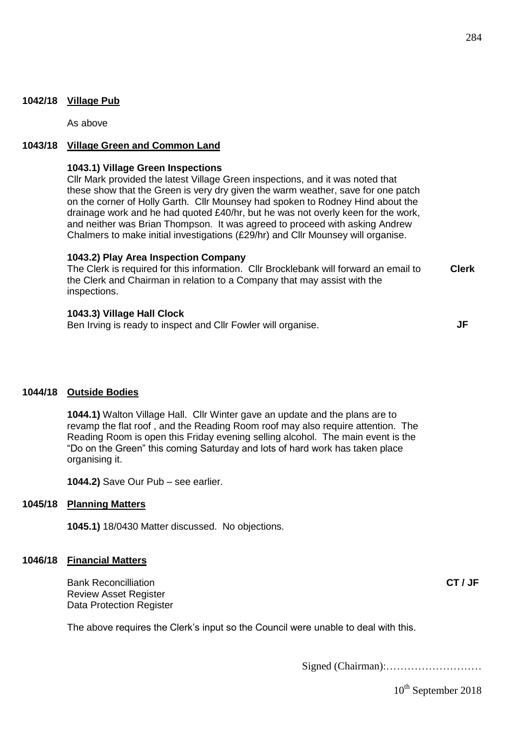**1042/18 Village Pub**

As above

**1043/18 Village Green and Common Land**

**1043.1) Village Green Inspections**

Cllr Mark provided the latest Village Green inspections, and it was noted that these show that the Green is very dry given the warm weather, save for one patch on the corner of Holly Garth. Cllr Mounsey had spoken to Rodney Hind about the drainage work and he had quoted £40/hr, but he was not overly keen for the work, and neither was Brian Thompson. It was agreed to proceed with asking Andrew Chalmers to make initial investigations (£29/hr) and Cllr Mounsey will organise.

**1043.2) Play Area Inspection Company**

The Clerk is required for this information. Cllr Brocklebank will forward an email to the Clerk and Chairman in relation to a Company that may assist with the inspections. **Clerk**

**1043.3) Village Hall Clock**

Ben Irving is ready to inspect and Cllr Fowler will organise. **JF**

**1044/18 Outside Bodies**

**1044.1)** Walton Village Hall. Cllr Winter gave an update and the plans are to revamp the flat roof , and the Reading Room roof may also require attention. The Reading Room is open this Friday evening selling alcohol. The main event is the "Do on the Green" this coming Saturday and lots of hard work has taken place organising it.

**1044.2)** Save Our Pub – see earlier.

**1045/18 Planning Matters**

**1045.1)** 18/0430 Matter discussed. No objections.

**1046/18 Financial Matters**

Bank Reconcilliation **CT / JF**
Review Asset Register
Data Protection Register

The above requires the Clerk's input so the Council were unable to deal with this.

Signed (Chairman):………………………

10th September 2018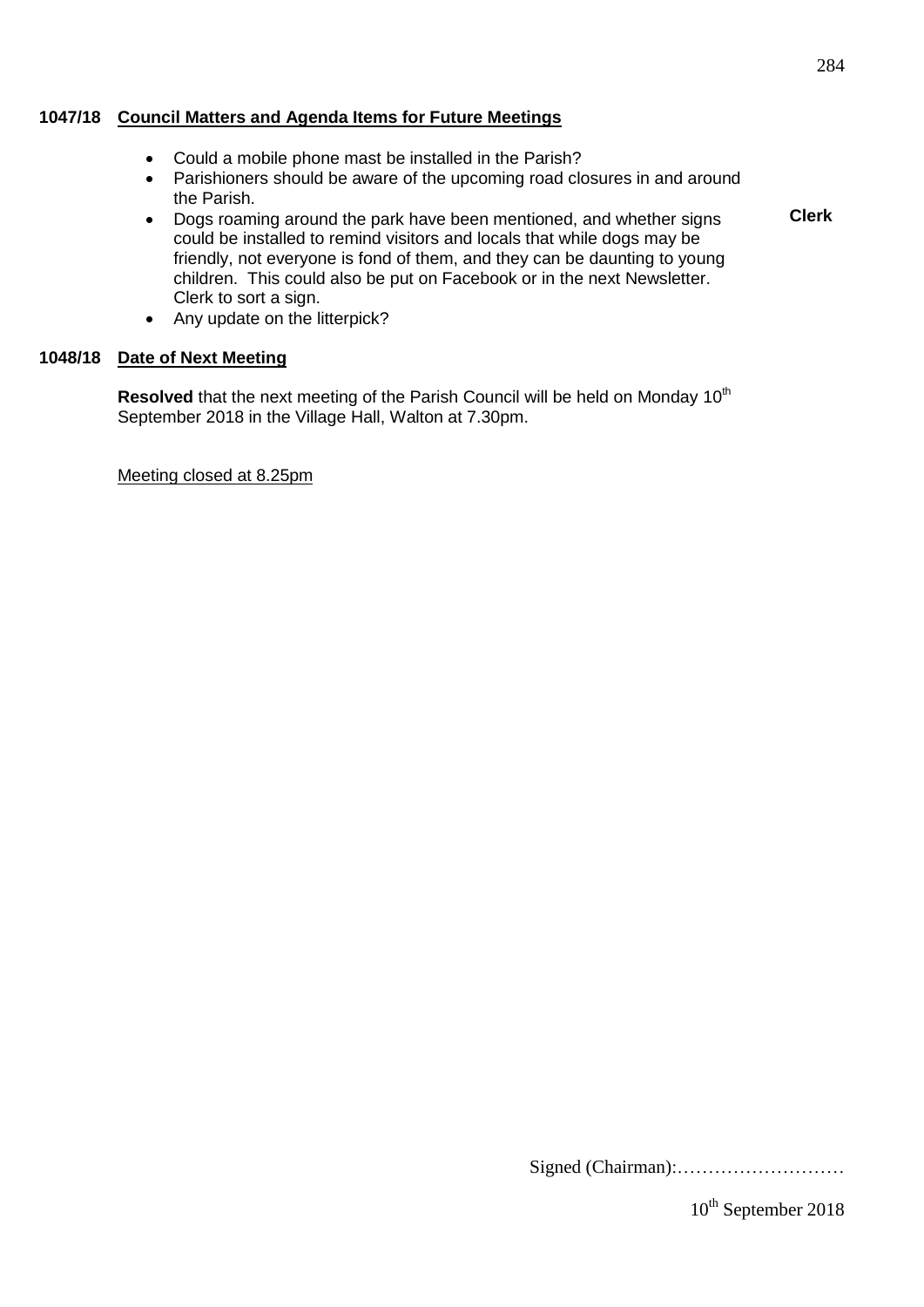**1047/18 Council Matters and Agenda Items for Future Meetings**

- Could a mobile phone mast be installed in the Parish?
- Parishioners should be aware of the upcoming road closures in and around the Parish.
- Dogs roaming around the park have been mentioned, and whether signs could be installed to remind visitors and locals that while dogs may be friendly, not everyone is fond of them, and they can be daunting to young children. This could also be put on Facebook or in the next Newsletter. Clerk to sort a sign. **Clerk**
- Any update on the litterpick?

**1048/18 Date of Next Meeting**

**Resolved** that the next meeting of the Parish Council will be held on Monday 10th September 2018 in the Village Hall, Walton at 7.30pm.

Meeting closed at 8.25pm

Signed (Chairman):………………………

10th September 2018